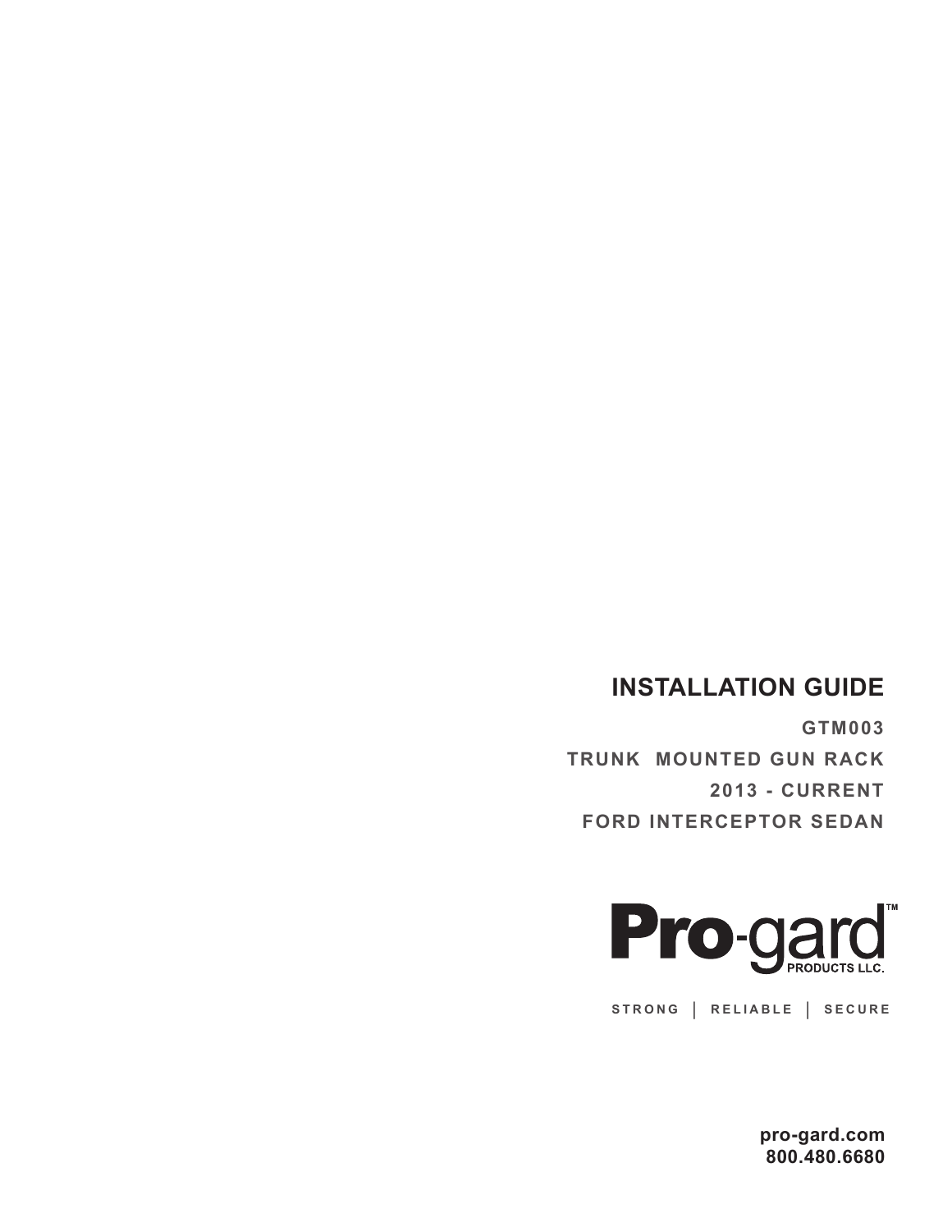# INSTALLATION GUIDE

**GTM003**

**TRUNK MOUNTED GUN RACK**

**2013 - CURRENT**

**FORD INTERCEPTOR SEDAN**

Pro-gard™ PRODUCTS LLC.

STRONG | RELIABLE | SECURE

**pro-gard.com**
**800.480.6680**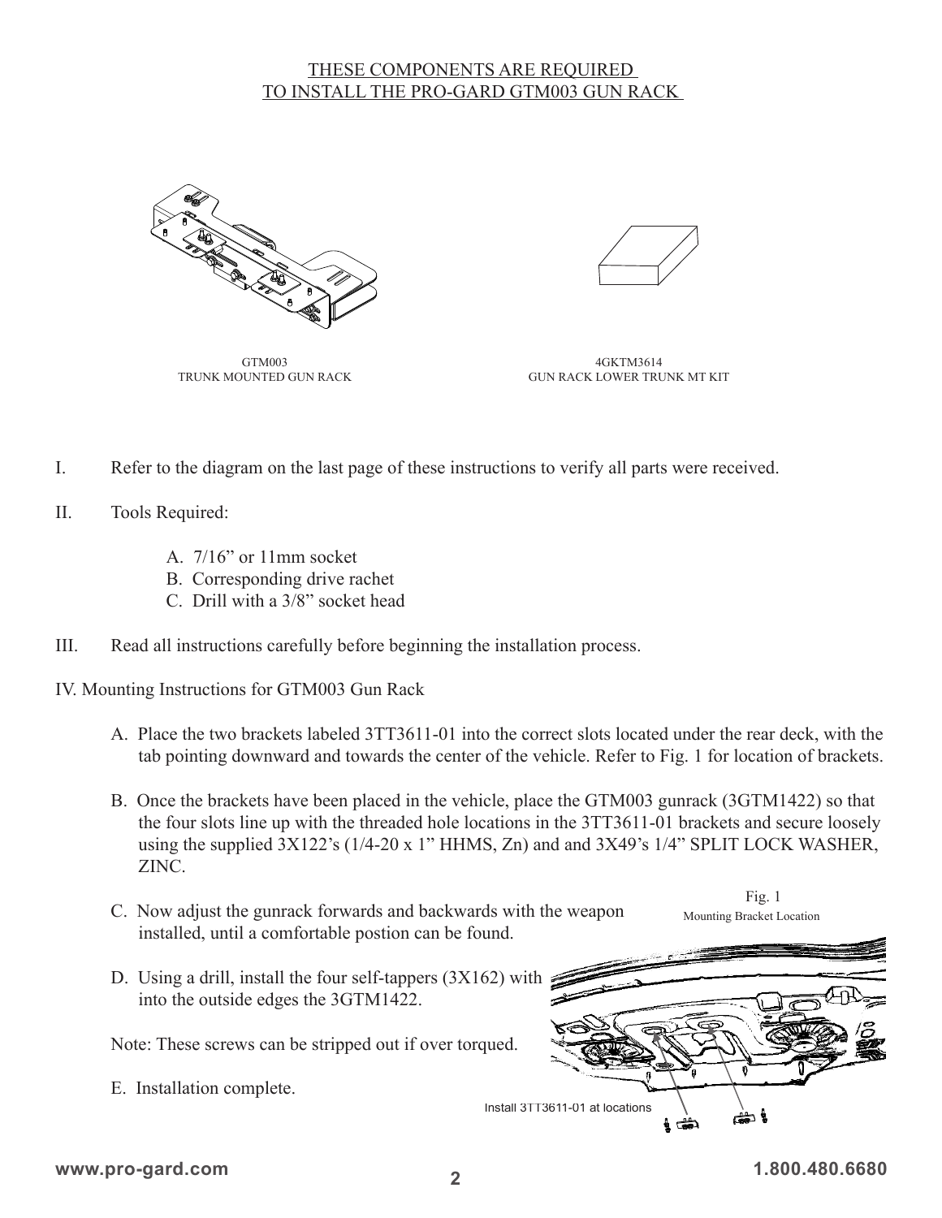## THESE COMPONENTS ARE REQUIRED TO INSTALL THE PRO-GARD GTM003 GUN RACK

GTM003
TRUNK MOUNTED GUN RACK

4GKTM3614
GUN RACK LOWER TRUNK MT KIT

I. Refer to the diagram on the last page of these instructions to verify all parts were received.

II. Tools Required:

   A. 7/16" or 11mm socket
   B. Corresponding drive rachet
   C. Drill with a 3/8" socket head

III. Read all instructions carefully before beginning the installation process.

IV. Mounting Instructions for GTM003 Gun Rack

   A. Place the two brackets labeled 3TT3611-01 into the correct slots located under the rear deck, with the tab pointing downward and towards the center of the vehicle. Refer to Fig. 1 for location of brackets.

   B. Once the brackets have been placed in the vehicle, place the GTM003 gunrack (3GTM1422) so that the four slots line up with the threaded hole locations in the 3TT3611-01 brackets and secure loosely using the supplied 3X122's (1/4-20 x 1" HHMS, Zn) and and 3X49's 1/4" SPLIT LOCK WASHER, ZINC.

   C. Now adjust the gunrack forwards and backwards with the weapon installed, until a comfortable postion can be found.

   D. Using a drill, install the four self-tappers (3X162) with into the outside edges the 3GTM1422.

   Note: These screws can be stripped out if over torqued.

   E. Installation complete.

Fig. 1
Mounting Bracket Location

Install 3TT3611-01 at locations

www.pro-gard.com 1.800.480.6680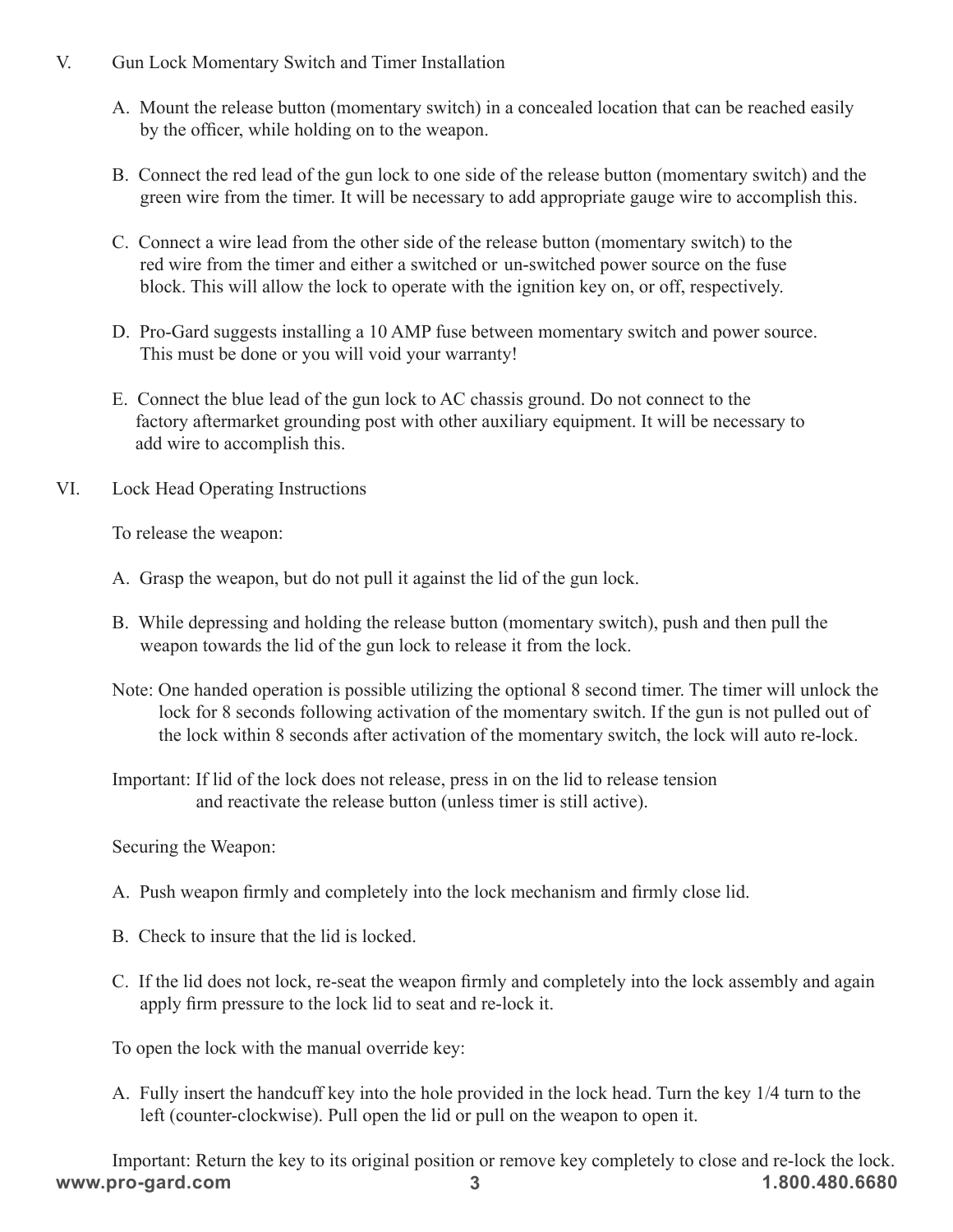## V. Gun Lock Momentary Switch and Timer Installation

A. Mount the release button (momentary switch) in a concealed location that can be reached easily by the officer, while holding on to the weapon.

B. Connect the red lead of the gun lock to one side of the release button (momentary switch) and the green wire from the timer. It will be necessary to add appropriate gauge wire to accomplish this.

C. Connect a wire lead from the other side of the release button (momentary switch) to the red wire from the timer and either a switched or un-switched power source on the fuse block. This will allow the lock to operate with the ignition key on, or off, respectively.

D. Pro-Gard suggests installing a 10 AMP fuse between momentary switch and power source. This must be done or you will void your warranty!

E. Connect the blue lead of the gun lock to AC chassis ground. Do not connect to the factory aftermarket grounding post with other auxiliary equipment. It will be necessary to add wire to accomplish this.

## VI. Lock Head Operating Instructions

To release the weapon:

A. Grasp the weapon, but do not pull it against the lid of the gun lock.

B. While depressing and holding the release button (momentary switch), push and then pull the weapon towards the lid of the gun lock to release it from the lock.

Note: One handed operation is possible utilizing the optional 8 second timer. The timer will unlock the lock for 8 seconds following activation of the momentary switch. If the gun is not pulled out of the lock within 8 seconds after activation of the momentary switch, the lock will auto re-lock.

Important: If lid of the lock does not release, press in on the lid to release tension and reactivate the release button (unless timer is still active).

Securing the Weapon:

A. Push weapon firmly and completely into the lock mechanism and firmly close lid.

B. Check to insure that the lid is locked.

C. If the lid does not lock, re-seat the weapon firmly and completely into the lock assembly and again apply firm pressure to the lock lid to seat and re-lock it.

To open the lock with the manual override key:

A. Fully insert the handcuff key into the hole provided in the lock head. Turn the key 1/4 turn to the left (counter-clockwise). Pull open the lid or pull on the weapon to open it.

Important: Return the key to its original position or remove key completely to close and re-lock the lock.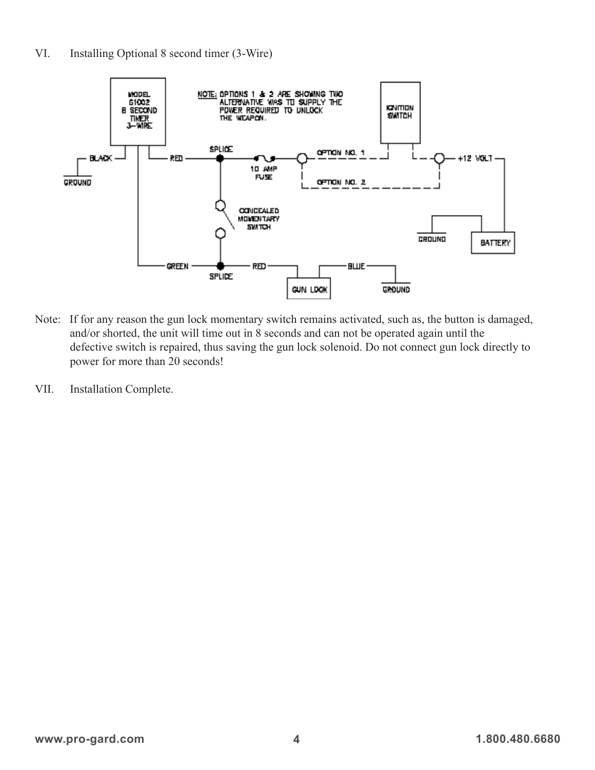VI. Installing Optional 8 second timer (3-Wire)

NOTE: OPTIONS 1 & 2 ARE SHOWING TWO ALTERNATIVE WAS TO SUPPLY THE POWER REQUIRED TO UNLOCK THE WEAPON.

Note: If for any reason the gun lock momentary switch remains activated, such as, the button is damaged, and/or shorted, the unit will time out in 8 seconds and can not be operated again until the defective switch is repaired, thus saving the gun lock solenoid. Do not connect gun lock directly to power for more than 20 seconds!

VII. Installation Complete.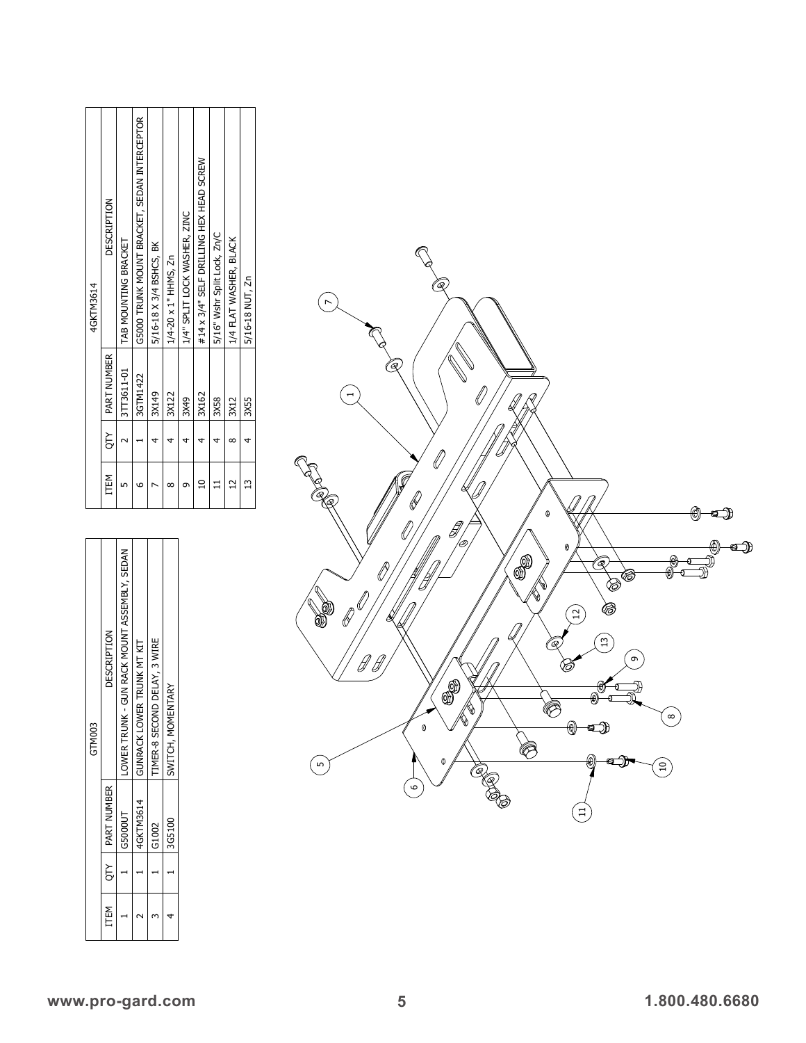| GTM003 | | | |
| --- | --- | --- | --- |
| ITEM | QTY | PART NUMBER | DESCRIPTION |
| 1 | 1 | G5000UT | LOWER TRUNK - GUN RACK MOUNT ASSEMBLY, SEDAN |
| 2 | 1 | 4GKTM3614 | GUNRACK LOWER TRUNK MT KIT |
| 3 | 1 | G1002 | TIMER-8 SECOND DELAY, 3 WIRE |
| 4 | 1 | 3G5100 | SWITCH, MOMENTARY |

| 4GKTM3614 | | | |
| --- | --- | --- | --- |
| ITEM | QTY | PART NUMBER | DESCRIPTION |
| 5 | 2 | 3TT3611-01 | TAB MOUNTING BRACKET |
| 6 | 1 | 3GTM1422 | G5000 TRUNK MOUNT BRACKET, SEDAN INTERCEPTOR |
| 7 | 4 | 3X149 | 5/16-18 X 3/4 BSHCS, BK |
| 8 | 4 | 3X122 | 1/4-20 x 1" HHMS, Zn |
| 9 | 4 | 3X49 | 1/4" SPLIT LOCK WASHER, ZINC |
| 10 | 4 | 3X162 | #14 x 3/4" SELF DRILLING HEX HEAD SCREW |
| 11 | 4 | 3X58 | 5/16" Wshr Split Lock, Zn/C |
| 12 | 8 | 3X12 | 1/4 FLAT WASHER, BLACK |
| 13 | 4 | 3X55 | 5/16-18 NUT, Zn |

1
5
6
7
8
9
10
11
12
13